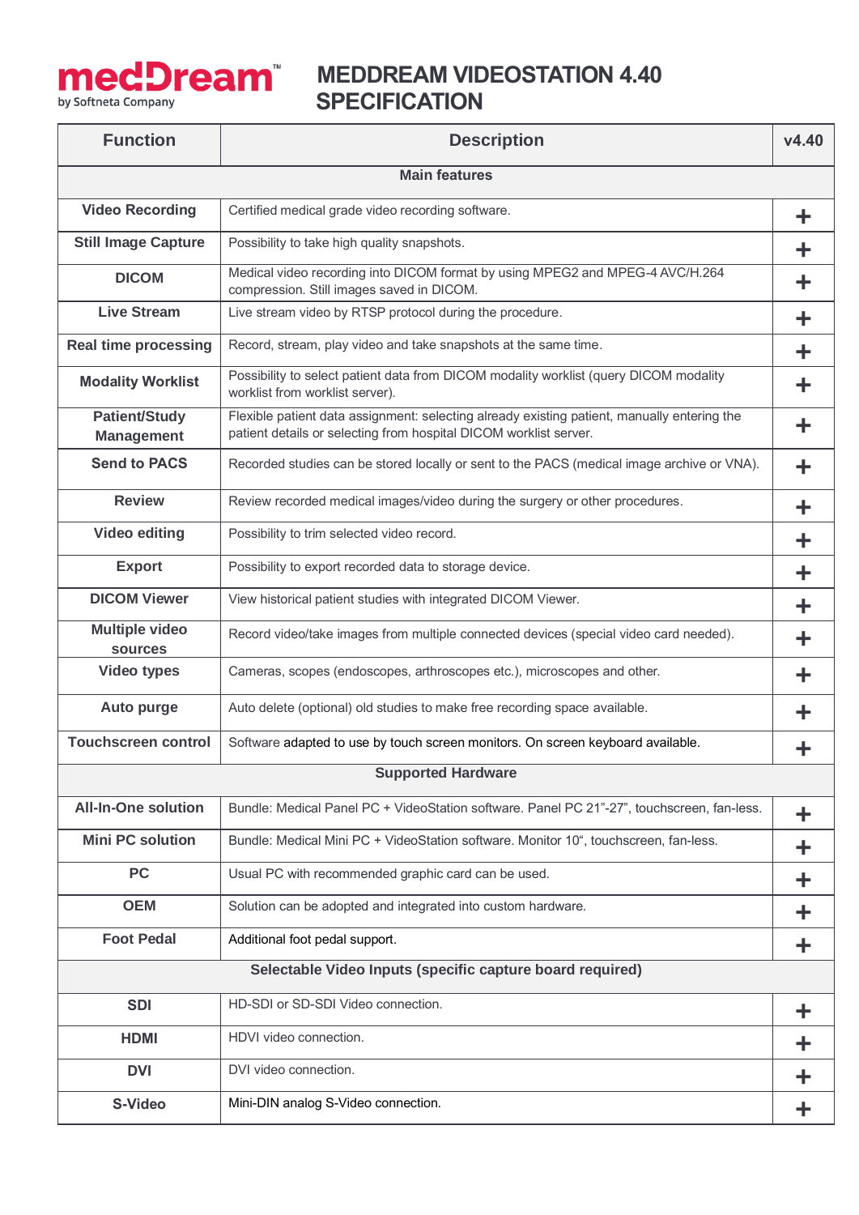# MEDDREAM VIDEOSTATION 4.40 SPECIFICATION

| Function | Description | v4.40 |
|---|---|---|
| **Main features** | | |
| **Video Recording** | Certified medical grade video recording software. | + |
| **Still Image Capture** | Possibility to take high quality snapshots. | + |
| **DICOM** | Medical video recording into DICOM format by using MPEG2 and MPEG-4 AVC/H.264 compression. Still images saved in DICOM. | + |
| **Live Stream** | Live stream video by RTSP protocol during the procedure. | + |
| **Real time processing** | Record, stream, play video and take snapshots at the same time. | + |
| **Modality Worklist** | Possibility to select patient data from DICOM modality worklist (query DICOM modality worklist from worklist server). | + |
| **Patient/Study Management** | Flexible patient data assignment: selecting already existing patient, manually entering the patient details or selecting from hospital DICOM worklist server. | + |
| **Send to PACS** | Recorded studies can be stored locally or sent to the PACS (medical image archive or VNA). | + |
| **Review** | Review recorded medical images/video during the surgery or other procedures. | + |
| **Video editing** | Possibility to trim selected video record. | + |
| **Export** | Possibility to export recorded data to storage device. | + |
| **DICOM Viewer** | View historical patient studies with integrated DICOM Viewer. | + |
| **Multiple video sources** | Record video/take images from multiple connected devices (special video card needed). | + |
| **Video types** | Cameras, scopes (endoscopes, arthroscopes etc.), microscopes and other. | + |
| **Auto purge** | Auto delete (optional) old studies to make free recording space available. | + |
| **Touchscreen control** | Software adapted to use by touch screen monitors. On screen keyboard available. | + |
| **Supported Hardware** | | |
| **All-In-One solution** | Bundle: Medical Panel PC + VideoStation software. Panel PC 21”-27”, touchscreen, fan-less. | + |
| **Mini PC solution** | Bundle: Medical Mini PC + VideoStation software. Monitor 10“, touchscreen, fan-less. | + |
| **PC** | Usual PC with recommended graphic card can be used. | + |
| **OEM** | Solution can be adopted and integrated into custom hardware. | + |
| **Foot Pedal** | Additional foot pedal support. | + |
| **Selectable Video Inputs (specific capture board required)** | | |
| **SDI** | HD-SDI or SD-SDI Video connection. | + |
| **HDMI** | HDVI video connection. | + |
| **DVI** | DVI video connection. | + |
| **S-Video** | Mini-DIN analog S-Video connection. | + |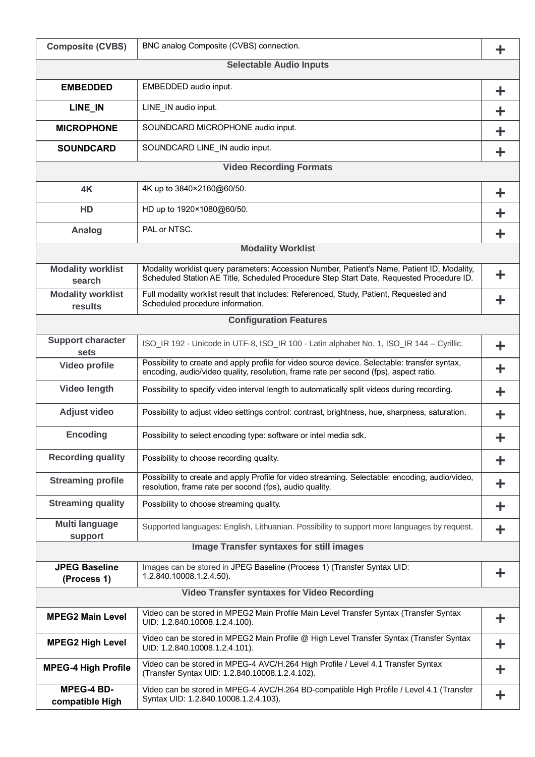| | | |
|---|---|---|
| **Composite (CVBS)** | BNC analog Composite (CVBS) connection. | **+** |
| **Selectable Audio Inputs** | | |
| **EMBEDDED** | EMBEDDED audio input. | **+** |
| **LINE_IN** | LINE_IN audio input. | **+** |
| **MICROPHONE** | SOUNDCARD MICROPHONE audio input. | **+** |
| **SOUNDCARD** | SOUNDCARD LINE_IN audio input. | **+** |
| **Video Recording Formats** | | |
| **4K** | 4K up to 3840×2160@60/50. | **+** |
| **HD** | HD up to 1920×1080@60/50. | **+** |
| **Analog** | PAL or NTSC. | **+** |
| **Modality Worklist** | | |
| **Modality worklist search** | Modality worklist query parameters: Accession Number, Patient's Name, Patient ID, Modality, Scheduled Station AE Title, Scheduled Procedure Step Start Date, Requested Procedure ID. | **+** |
| **Modality worklist results** | Full modality worklist result that includes: Referenced, Study, Patient, Requested and Scheduled procedure information. | **+** |
| **Configuration Features** | | |
| **Support character sets** | ISO_IR 192 - Unicode in UTF-8, ISO_IR 100 - Latin alphabet No. 1, ISO_IR 144 – Cyrillic. | **+** |
| **Video profile** | Possibility to create and apply profile for video source device. Selectable: transfer syntax, encoding, audio/video quality, resolution, frame rate per second (fps), aspect ratio. | **+** |
| **Video length** | Possibility to specify video interval length to automatically split videos during recording. | **+** |
| **Adjust video** | Possibility to adjust video settings control: contrast, brightness, hue, sharpness, saturation. | **+** |
| **Encoding** | Possibility to select encoding type: software or intel media sdk. | **+** |
| **Recording quality** | Possibility to choose recording quality. | **+** |
| **Streaming profile** | Possibility to create and apply Profile for video streaming. Selectable: encoding, audio/video, resolution, frame rate per socond (fps), audio quality. | **+** |
| **Streaming quality** | Possibility to choose streaming quality. | **+** |
| **Multi language support** | Supported languages: English, Lithuanian. Possibility to support more languages by request. | **+** |
| **Image Transfer syntaxes for still images** | | |
| **JPEG Baseline (Process 1)** | Images can be stored in JPEG Baseline (Process 1) (Transfer Syntax UID: 1.2.840.10008.1.2.4.50). | **+** |
| **Video Transfer syntaxes for Video Recording** | | |
| **MPEG2 Main Level** | Video can be stored in MPEG2 Main Profile Main Level Transfer Syntax (Transfer Syntax UID: 1.2.840.10008.1.2.4.100). | **+** |
| **MPEG2 High Level** | Video can be stored in MPEG2 Main Profile @ High Level Transfer Syntax (Transfer Syntax UID: 1.2.840.10008.1.2.4.101). | **+** |
| **MPEG-4 High Profile** | Video can be stored in MPEG-4 AVC/H.264 High Profile / Level 4.1 Transfer Syntax (Transfer Syntax UID: 1.2.840.10008.1.2.4.102). | **+** |
| **MPEG-4 BD-compatible High** | Video can be stored in MPEG-4 AVC/H.264 BD-compatible High Profile / Level 4.1 (Transfer Syntax UID: 1.2.840.10008.1.2.4.103). | **+** |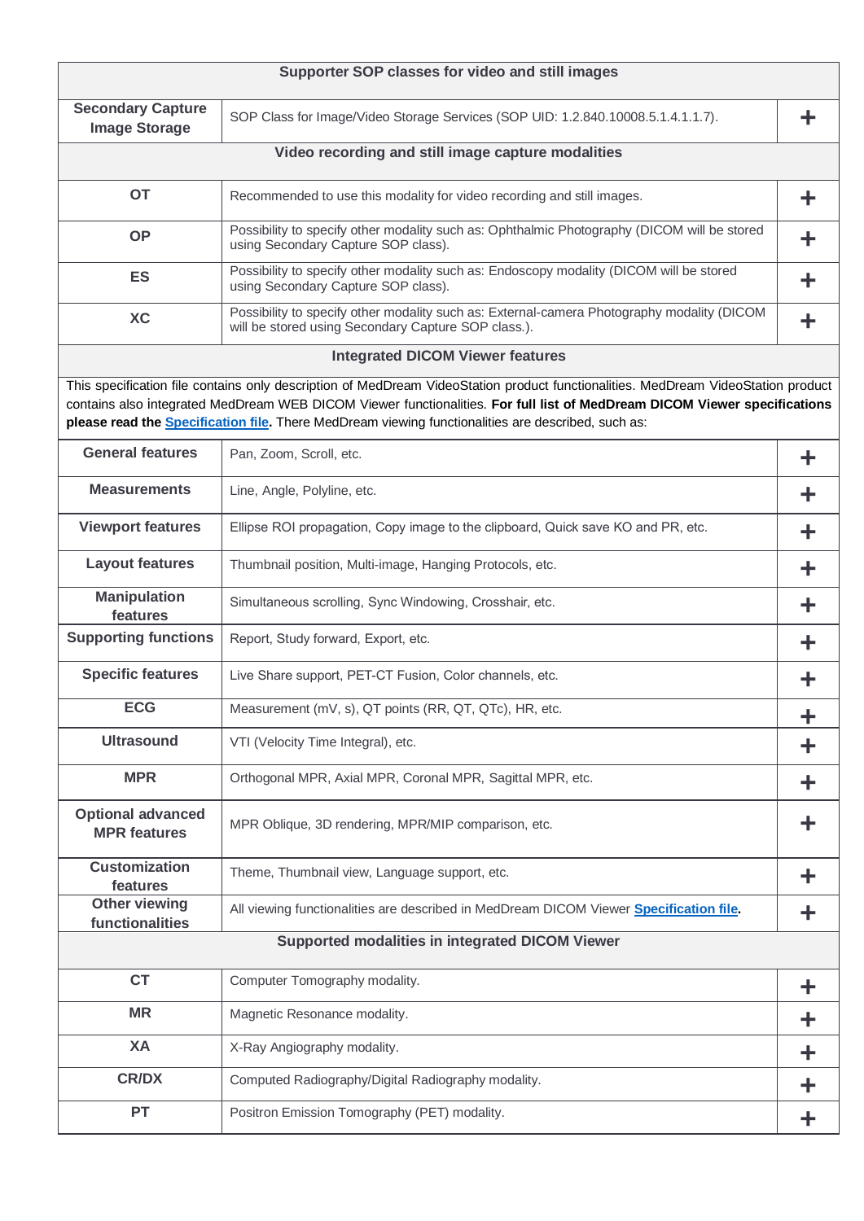| Supporter SOP classes for video and still images | | |
|---|---|---|
| **Secondary Capture Image Storage** | SOP Class for Image/Video Storage Services (SOP UID: 1.2.840.10008.5.1.4.1.1.7). | + |
| **Video recording and still image capture modalities** | | |
| **OT** | Recommended to use this modality for video recording and still images. | + |
| **OP** | Possibility to specify other modality such as: Ophthalmic Photography (DICOM will be stored using Secondary Capture SOP class). | + |
| **ES** | Possibility to specify other modality such as: Endoscopy modality (DICOM will be stored using Secondary Capture SOP class). | + |
| **XC** | Possibility to specify other modality such as: External-camera Photography modality (DICOM will be stored using Secondary Capture SOP class.). | + |
| **Integrated DICOM Viewer features** | | |
| This specification file contains only description of MedDream VideoStation product functionalities. MedDream VideoStation product contains also integrated MedDream WEB DICOM Viewer functionalities. **For full list of MedDream DICOM Viewer specifications please read the Specification file.** There MedDream viewing functionalities are described, such as: | | |
| **General features** | Pan, Zoom, Scroll, etc. | + |
| **Measurements** | Line, Angle, Polyline, etc. | + |
| **Viewport features** | Ellipse ROI propagation, Copy image to the clipboard, Quick save KO and PR, etc. | + |
| **Layout features** | Thumbnail position, Multi-image, Hanging Protocols, etc. | + |
| **Manipulation features** | Simultaneous scrolling, Sync Windowing, Crosshair, etc. | + |
| **Supporting functions** | Report, Study forward, Export, etc. | + |
| **Specific features** | Live Share support, PET-CT Fusion, Color channels, etc. | + |
| **ECG** | Measurement (mV, s), QT points (RR, QT, QTc), HR, etc. | + |
| **Ultrasound** | VTI (Velocity Time Integral), etc. | + |
| **MPR** | Orthogonal MPR, Axial MPR, Coronal MPR, Sagittal MPR, etc. | + |
| **Optional advanced MPR features** | MPR Oblique, 3D rendering, MPR/MIP comparison, etc. | + |
| **Customization features** | Theme, Thumbnail view, Language support, etc. | + |
| **Other viewing functionalities** | All viewing functionalities are described in MedDream DICOM Viewer **Specification file**. | + |
| **Supported modalities in integrated DICOM Viewer** | | |
| **CT** | Computer Tomography modality. | + |
| **MR** | Magnetic Resonance modality. | + |
| **XA** | X-Ray Angiography modality. | + |
| **CR/DX** | Computed Radiography/Digital Radiography modality. | + |
| **PT** | Positron Emission Tomography (PET) modality. | + |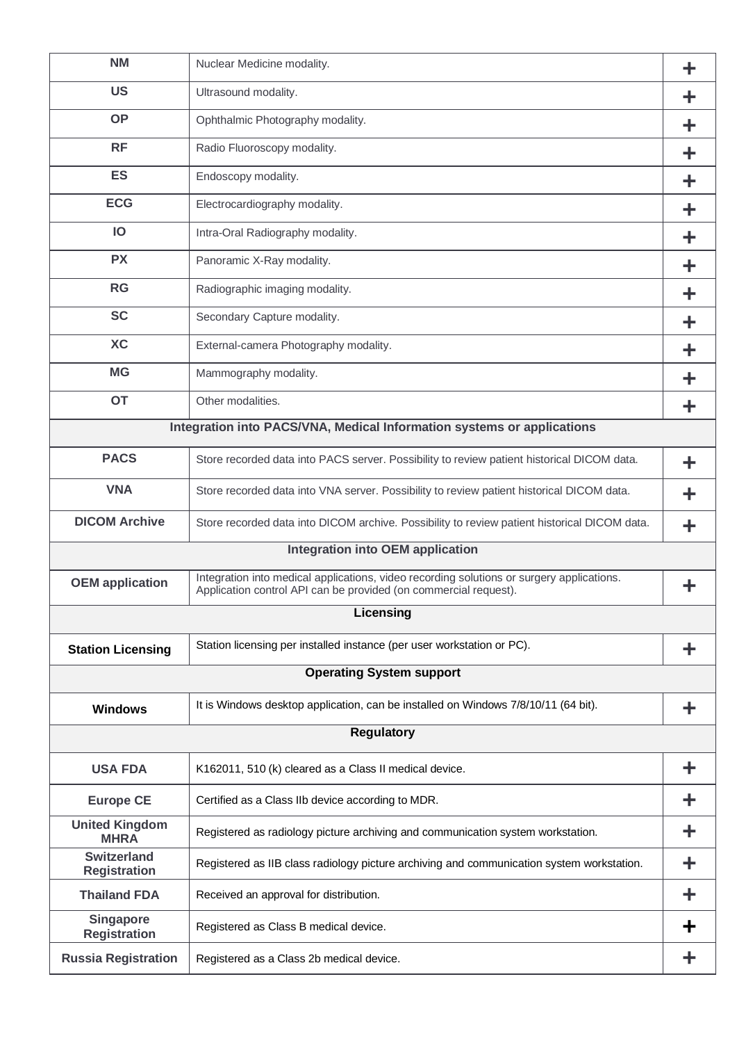| | | |
|---|---|---|
| **NM** | Nuclear Medicine modality. | + |
| **US** | Ultrasound modality. | + |
| **OP** | Ophthalmic Photography modality. | + |
| **RF** | Radio Fluoroscopy modality. | + |
| **ES** | Endoscopy modality. | + |
| **ECG** | Electrocardiography modality. | + |
| **IO** | Intra-Oral Radiography modality. | + |
| **PX** | Panoramic X-Ray modality. | + |
| **RG** | Radiographic imaging modality. | + |
| **SC** | Secondary Capture modality. | + |
| **XC** | External-camera Photography modality. | + |
| **MG** | Mammography modality. | + |
| **OT** | Other modalities. | + |
| **Integration into PACS/VNA, Medical Information systems or applications** | | |
| **PACS** | Store recorded data into PACS server. Possibility to review patient historical DICOM data. | + |
| **VNA** | Store recorded data into VNA server. Possibility to review patient historical DICOM data. | + |
| **DICOM Archive** | Store recorded data into DICOM archive. Possibility to review patient historical DICOM data. | + |
| **Integration into OEM application** | | |
| **OEM application** | Integration into medical applications, video recording solutions or surgery applications. Application control API can be provided (on commercial request). | + |
| **Licensing** | | |
| **Station Licensing** | Station licensing per installed instance (per user workstation or PC). | + |
| **Operating System support** | | |
| **Windows** | It is Windows desktop application, can be installed on Windows 7/8/10/11 (64 bit). | + |
| **Regulatory** | | |
| **USA FDA** | K162011, 510 (k) cleared as a Class II medical device. | + |
| **Europe CE** | Certified as a Class IIb device according to MDR. | + |
| **United Kingdom MHRA** | Registered as radiology picture archiving and communication system workstation. | + |
| **Switzerland Registration** | Registered as IIB class radiology picture archiving and communication system workstation. | + |
| **Thailand FDA** | Received an approval for distribution. | + |
| **Singapore Registration** | Registered as Class B medical device. | + |
| **Russia Registration** | Registered as a Class 2b medical device. | + |